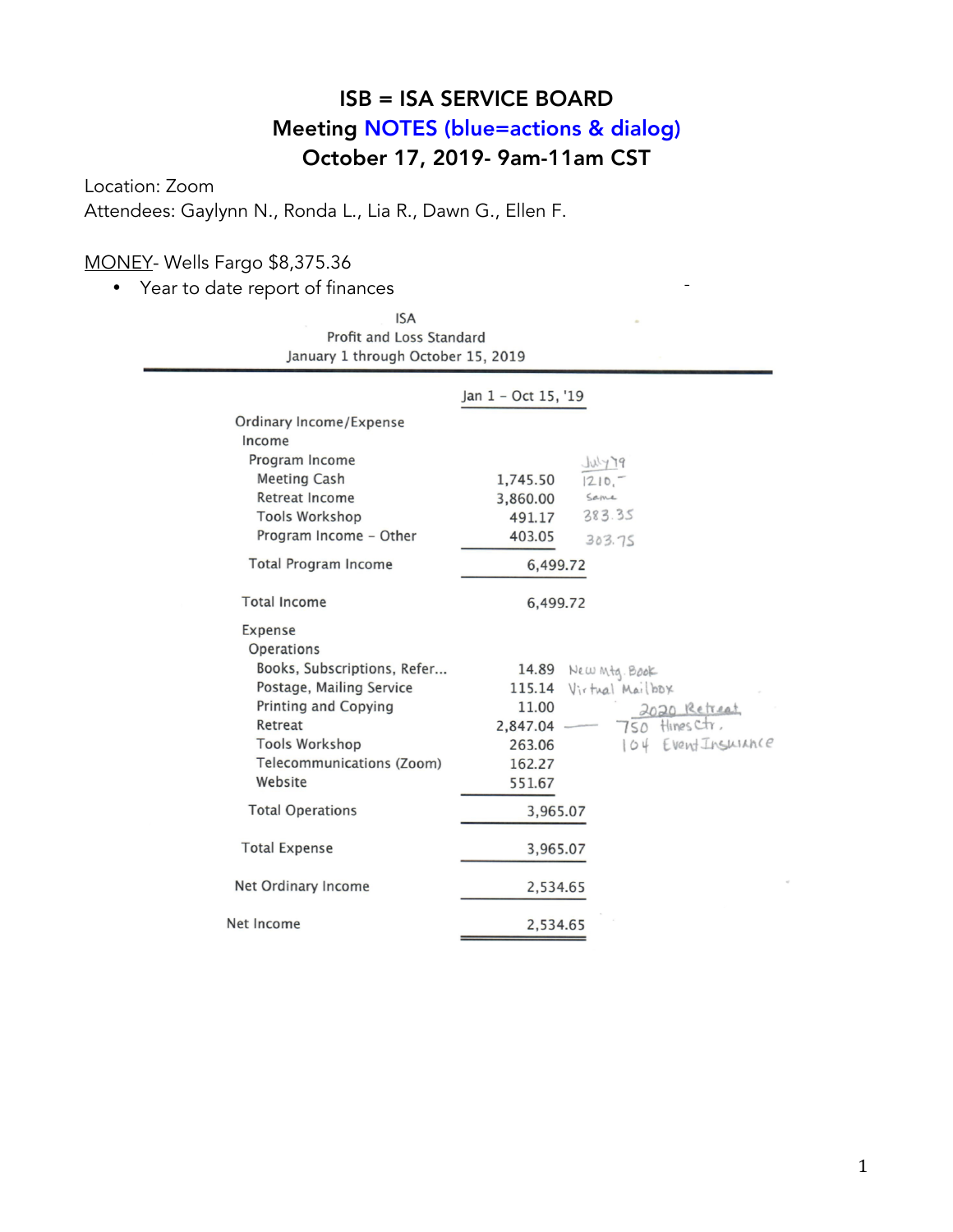# ISB = ISA SERVICE BOARD

## Meeting NOTES (blue=actions & dialog)

## October 17, 2019- 9am-11am CST

Location: Zoom

Attendees: Gaylynn N., Ronda L., Lia R., Dawn G., Ellen F.

<u>MONEY</u>- Wells Fargo $8,375.36

- Year to date report of finances

ISA
Profit and Loss Standard
January 1 through October 15, 2019

| | Jan 1 - Oct 15, '19 | July '19 |
|---|---|---|
| Ordinary Income/Expense | | |
| Income | | |
| Program Income | | |
| Meeting Cash | 1,745.50 | 1210.- |
| Retreat Income | 3,860.00 | Same |
| Tools Workshop | 491.17 | 383.35 |
| Program Income - Other | 403.05 | 303.75 |
| Total Program Income | 6,499.72 | |
| Total Income | 6,499.72 | |
| Expense | | |
| Operations | | |
| Books, Subscriptions, Refer... | 14.89 | New Mtg. Book |
| Postage, Mailing Service | 115.14 | Virtual Mailbox |
| Printing and Copying | 11.00 | 2020 Retreat |
| Retreat | 2,847.04 | — 750 Hines Ctr. |
| Tools Workshop | 263.06 | 104 Event Insurance |
| Telecommunications (Zoom) | 162.27 | |
| Website | 551.67 | |
| Total Operations | 3,965.07 | |
| Total Expense | 3,965.07 | |
| Net Ordinary Income | 2,534.65 | |
| Net Income | 2,534.65 | |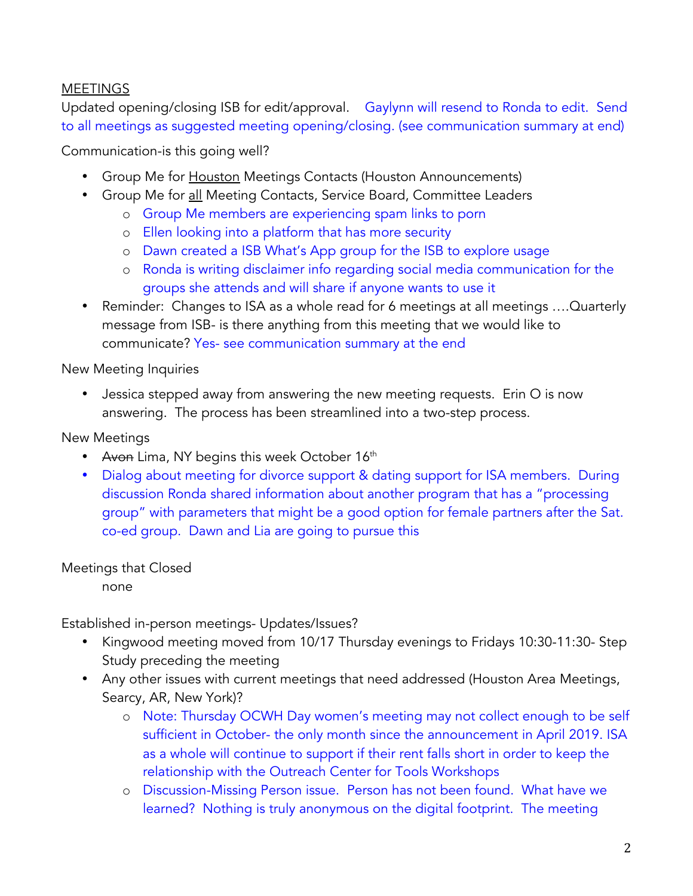<u>MEETINGS</u>

Updated opening/closing ISB for edit/approval. Gaylynn will resend to Ronda to edit. Send to all meetings as suggested meeting opening/closing. (see communication summary at end)

Communication-is this going well?

- Group Me for <u>Houston</u> Meetings Contacts (Houston Announcements)
- Group Me for <u>all</u> Meeting Contacts, Service Board, Committee Leaders
  - Group Me members are experiencing spam links to porn
  - Ellen looking into a platform that has more security
  - Dawn created a ISB What's App group for the ISB to explore usage
  - Ronda is writing disclaimer info regarding social media communication for the groups she attends and will share if anyone wants to use it
- Reminder: Changes to ISA as a whole read for 6 meetings at all meetings ….Quarterly message from ISB- is there anything from this meeting that we would like to communicate? Yes- see communication summary at the end

New Meeting Inquiries

- Jessica stepped away from answering the new meeting requests. Erin O is now answering. The process has been streamlined into a two-step process.

New Meetings

- ~~Avon~~ Lima, NY begins this week October 16th
- Dialog about meeting for divorce support & dating support for ISA members. During discussion Ronda shared information about another program that has a "processing group" with parameters that might be a good option for female partners after the Sat. co-ed group. Dawn and Lia are going to pursue this

Meetings that Closed

none

Established in-person meetings- Updates/Issues?

- Kingwood meeting moved from 10/17 Thursday evenings to Fridays 10:30-11:30- Step Study preceding the meeting
- Any other issues with current meetings that need addressed (Houston Area Meetings, Searcy, AR, New York)?
  - Note: Thursday OCWH Day women's meeting may not collect enough to be self sufficient in October- the only month since the announcement in April 2019. ISA as a whole will continue to support if their rent falls short in order to keep the relationship with the Outreach Center for Tools Workshops
  - Discussion-Missing Person issue. Person has not been found. What have we learned? Nothing is truly anonymous on the digital footprint. The meeting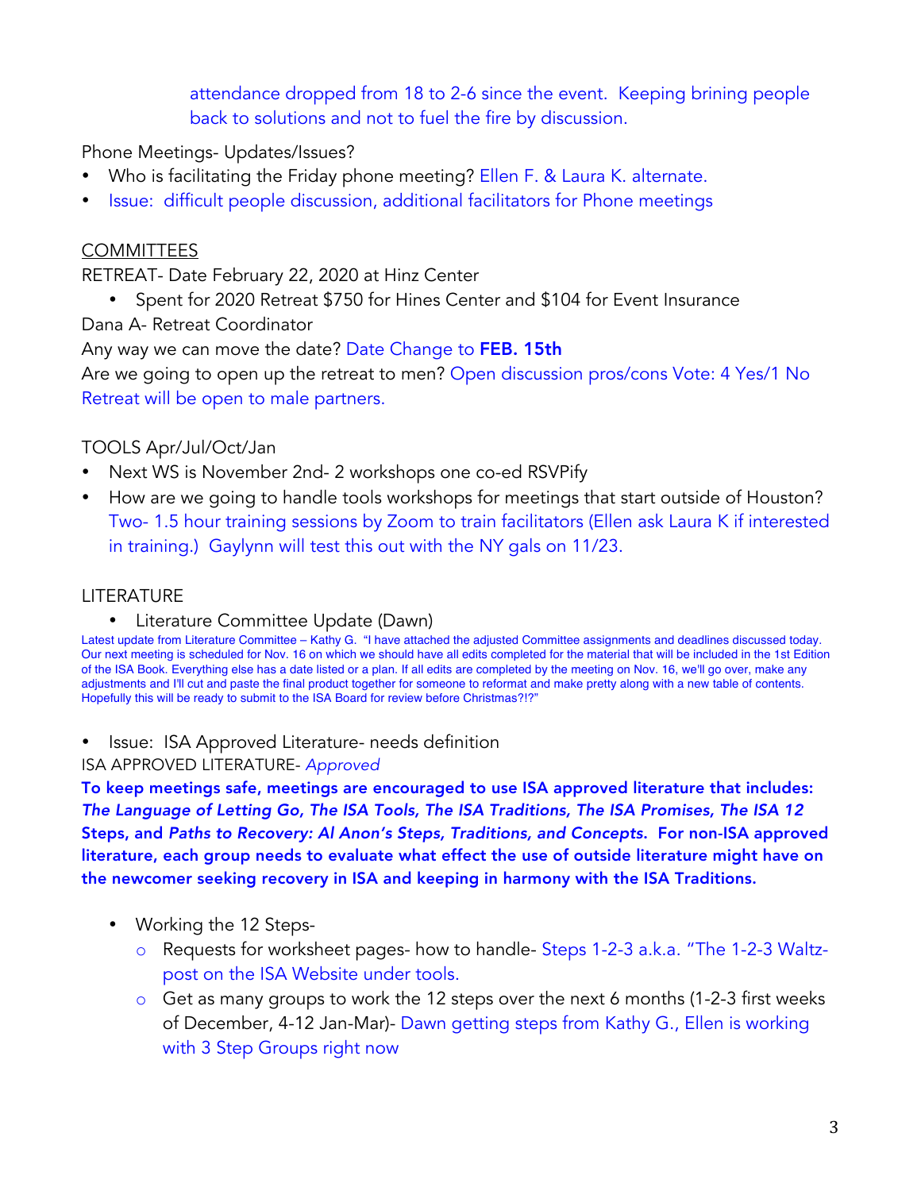attendance dropped from 18 to 2-6 since the event. Keeping brining people back to solutions and not to fuel the fire by discussion.

Phone Meetings- Updates/Issues?

- Who is facilitating the Friday phone meeting? Ellen F. & Laura K. alternate.
- Issue: difficult people discussion, additional facilitators for Phone meetings

COMMITTEES

RETREAT- Date February 22, 2020 at Hinz Center

- Spent for 2020 Retreat $750 for Hines Center and $104 for Event Insurance

Dana A- Retreat Coordinator

Any way we can move the date? Date Change to **FEB. 15th**

Are we going to open up the retreat to men? Open discussion pros/cons Vote: 4 Yes/1 No Retreat will be open to male partners.

TOOLS Apr/Jul/Oct/Jan

- Next WS is November 2nd- 2 workshops one co-ed RSVPify
- How are we going to handle tools workshops for meetings that start outside of Houston? Two- 1.5 hour training sessions by Zoom to train facilitators (Ellen ask Laura K if interested in training.) Gaylynn will test this out with the NY gals on 11/23.

LITERATURE

- Literature Committee Update (Dawn)

Latest update from Literature Committee – Kathy G. "I have attached the adjusted Committee assignments and deadlines discussed today. Our next meeting is scheduled for Nov. 16 on which we should have all edits completed for the material that will be included in the 1st Edition of the ISA Book. Everything else has a date listed or a plan. If all edits are completed by the meeting on Nov. 16, we'll go over, make any adjustments and I'll cut and paste the final product together for someone to reformat and make pretty along with a new table of contents. Hopefully this will be ready to submit to the ISA Board for review before Christmas?!?"

- Issue: ISA Approved Literature- needs definition

ISA APPROVED LITERATURE- *Approved*

**To keep meetings safe, meetings are encouraged to use ISA approved literature that includes: *The Language of Letting Go, The ISA Tools, The ISA Traditions, The ISA Promises, The ISA 12* Steps, and *Paths to Recovery: Al Anon's Steps, Traditions, and Concepts*. For non-ISA approved literature, each group needs to evaluate what effect the use of outside literature might have on the newcomer seeking recovery in ISA and keeping in harmony with the ISA Traditions.**

- Working the 12 Steps-
  - Requests for worksheet pages- how to handle- Steps 1-2-3 a.k.a. "The 1-2-3 Waltz- post on the ISA Website under tools.
  - Get as many groups to work the 12 steps over the next 6 months (1-2-3 first weeks of December, 4-12 Jan-Mar)- Dawn getting steps from Kathy G., Ellen is working with 3 Step Groups right now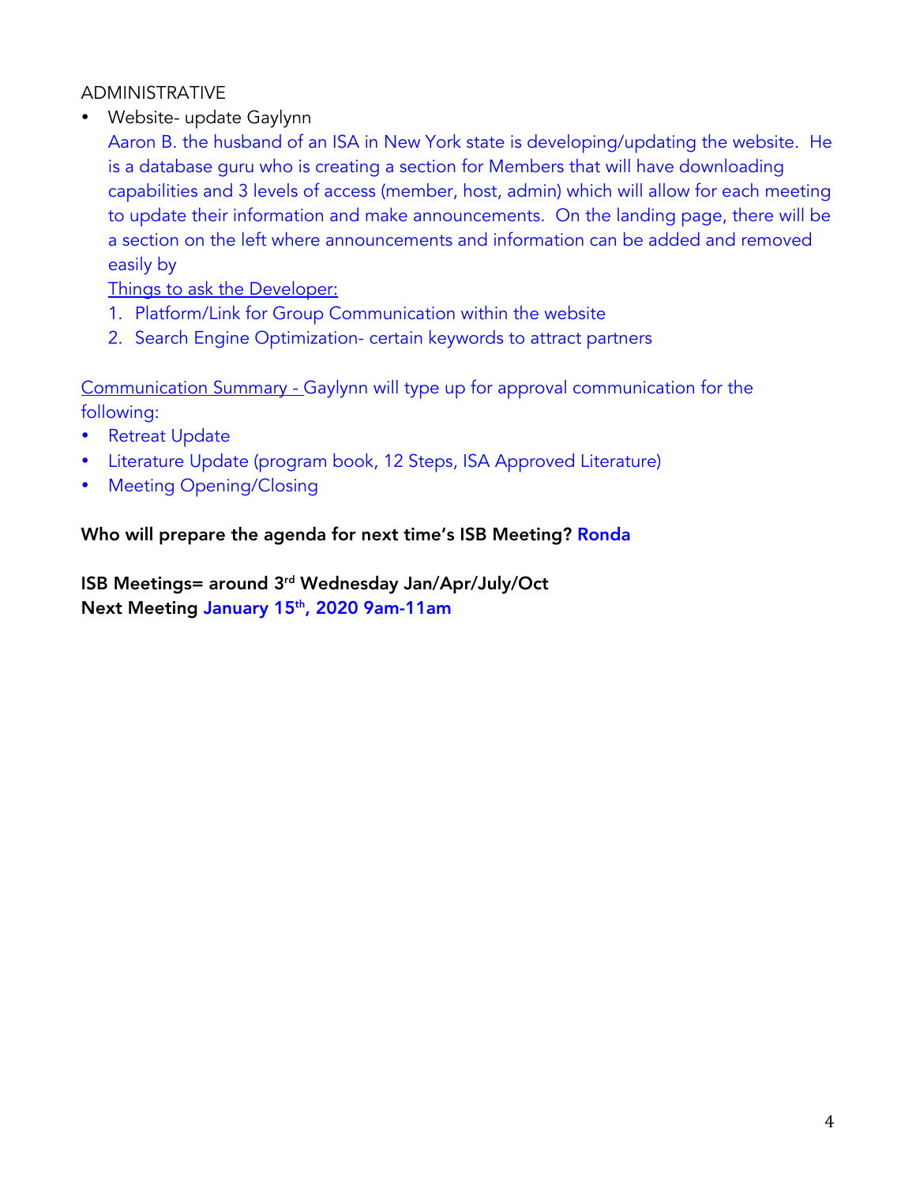ADMINISTRATIVE

- Website- update Gaylynn

  Aaron B. the husband of an ISA in New York state is developing/updating the website. He is a database guru who is creating a section for Members that will have downloading capabilities and 3 levels of access (member, host, admin) which will allow for each meeting to update their information and make announcements. On the landing page, there will be a section on the left where announcements and information can be added and removed easily by

  Things to ask the Developer:

  1. Platform/Link for Group Communication within the website
  2. Search Engine Optimization- certain keywords to attract partners

Communication Summary - Gaylynn will type up for approval communication for the following:

- Retreat Update
- Literature Update (program book, 12 Steps, ISA Approved Literature)
- Meeting Opening/Closing

**Who will prepare the agenda for next time's ISB Meeting? Ronda**

**ISB Meetings= around 3rd Wednesday Jan/Apr/July/Oct**
**Next Meeting January 15th, 2020 9am-11am**